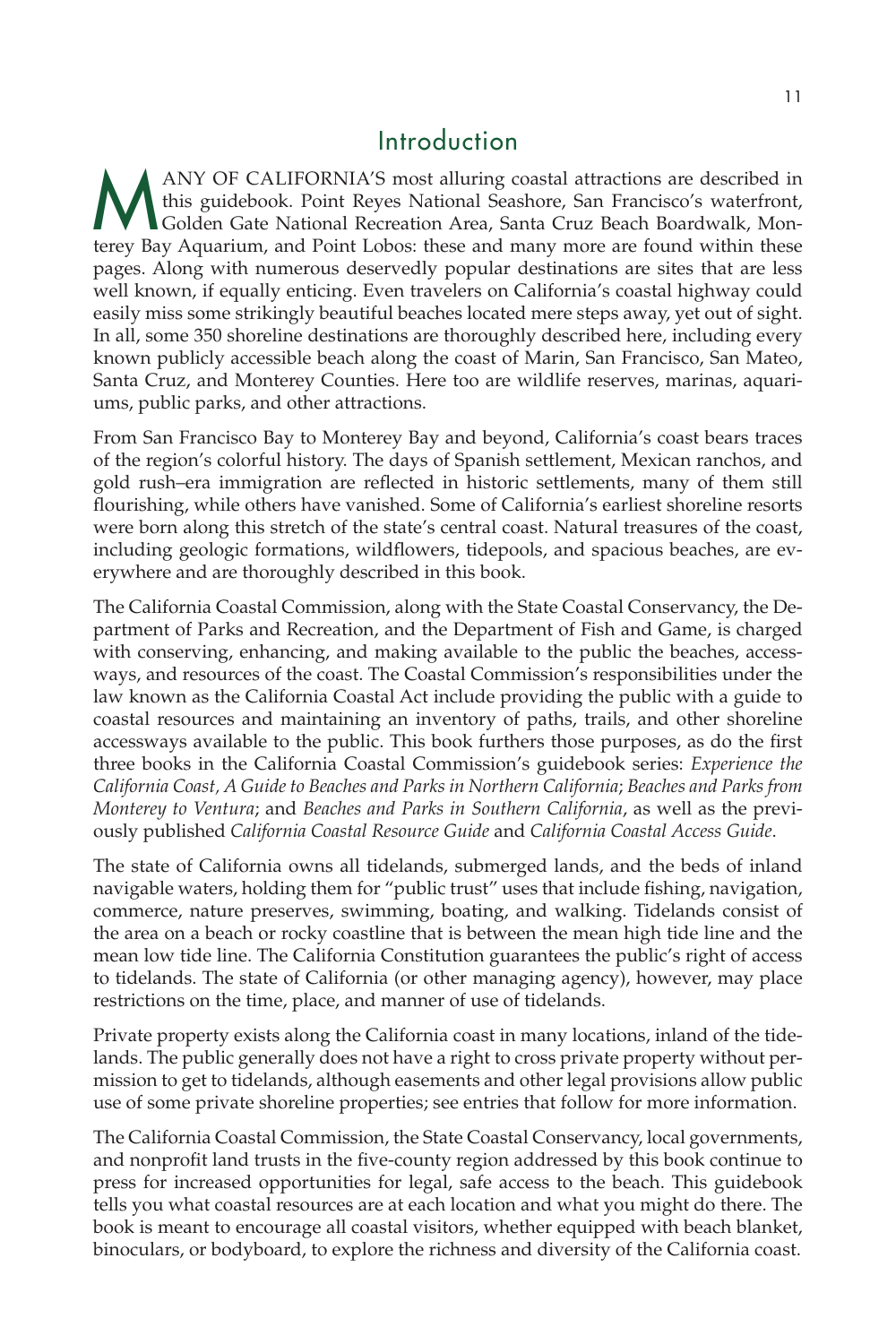# Introduction

MANY OF CALIFORNIA'S most alluring coastal attractions are described in this guidebook. Point Reyes National Seashore, San Francisco's waterfront, Golden Gate National Recreation Area, Santa Cruz Beach Boardwalk, Monterey Bay Aquarium, and Point Lobos: these and many more are found within these pages. Along with numerous deservedly popular destinations are sites that are less well known, if equally enticing. Even travelers on California's coastal highway could easily miss some strikingly beautiful beaches located mere steps away, yet out of sight. In all, some 350 shoreline destinations are thoroughly described here, including every known publicly accessible beach along the coast of Marin, San Francisco, San Mateo, Santa Cruz, and Monterey Counties. Here too are wildlife reserves, marinas, aquariums, public parks, and other attractions.

From San Francisco Bay to Monterey Bay and beyond, California's coast bears traces of the region's colorful history. The days of Spanish settlement, Mexican ranchos, and gold rush–era immigration are reflected in historic settlements, many of them still flourishing, while others have vanished. Some of California's earliest shoreline resorts were born along this stretch of the state's central coast. Natural treasures of the coast, including geologic formations, wildflowers, tidepools, and spacious beaches, are everywhere and are thoroughly described in this book.

The California Coastal Commission, along with the State Coastal Conservancy, the Department of Parks and Recreation, and the Department of Fish and Game, is charged with conserving, enhancing, and making available to the public the beaches, accessways, and resources of the coast. The Coastal Commission's responsibilities under the law known as the California Coastal Act include providing the public with a guide to coastal resources and maintaining an inventory of paths, trails, and other shoreline accessways available to the public. This book furthers those purposes, as do the first three books in the California Coastal Commission's guidebook series: *Experience the California Coast, A Guide to Beaches and Parks in Northern California*; *Beaches and Parks from Monterey to Ventura*; and *Beaches and Parks in Southern California*, as well as the previously published *California Coastal Resource Guide* and *California Coastal Access Guide*.

The state of California owns all tidelands, submerged lands, and the beds of inland navigable waters, holding them for "public trust" uses that include fishing, navigation, commerce, nature preserves, swimming, boating, and walking. Tidelands consist of the area on a beach or rocky coastline that is between the mean high tide line and the mean low tide line. The California Constitution guarantees the public's right of access to tidelands. The state of California (or other managing agency), however, may place restrictions on the time, place, and manner of use of tidelands.

Private property exists along the California coast in many locations, inland of the tidelands. The public generally does not have a right to cross private property without permission to get to tidelands, although easements and other legal provisions allow public use of some private shoreline properties; see entries that follow for more information.

The California Coastal Commission, the State Coastal Conservancy, local governments, and nonprofit land trusts in the five-county region addressed by this book continue to press for increased opportunities for legal, safe access to the beach. This guidebook tells you what coastal resources are at each location and what you might do there. The book is meant to encourage all coastal visitors, whether equipped with beach blanket, binoculars, or bodyboard, to explore the richness and diversity of the California coast.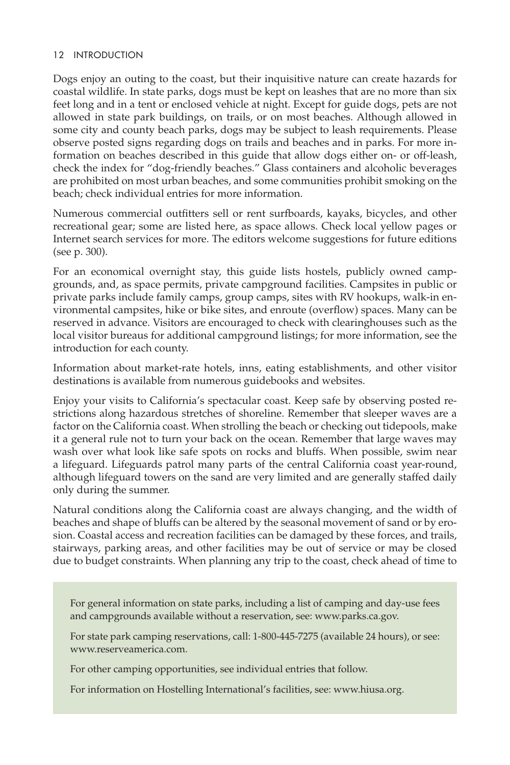Dogs enjoy an outing to the coast, but their inquisitive nature can create hazards for coastal wildlife. In state parks, dogs must be kept on leashes that are no more than six feet long and in a tent or enclosed vehicle at night. Except for guide dogs, pets are not allowed in state park buildings, on trails, or on most beaches. Although allowed in some city and county beach parks, dogs may be subject to leash requirements. Please observe posted signs regarding dogs on trails and beaches and in parks. For more information on beaches described in this guide that allow dogs either on- or off-leash, check the index for "dog-friendly beaches." Glass containers and alcoholic beverages are prohibited on most urban beaches, and some communities prohibit smoking on the beach; check individual entries for more information.

Numerous commercial outfitters sell or rent surfboards, kayaks, bicycles, and other recreational gear; some are listed here, as space allows. Check local yellow pages or Internet search services for more. The editors welcome suggestions for future editions (see p. 300).

For an economical overnight stay, this guide lists hostels, publicly owned campgrounds, and, as space permits, private campground facilities. Campsites in public or private parks include family camps, group camps, sites with RV hookups, walk-in environmental campsites, hike or bike sites, and enroute (overflow) spaces. Many can be reserved in advance. Visitors are encouraged to check with clearinghouses such as the local visitor bureaus for additional campground listings; for more information, see the introduction for each county.

Information about market-rate hotels, inns, eating establishments, and other visitor destinations is available from numerous guidebooks and websites.

Enjoy your visits to California's spectacular coast. Keep safe by observing posted restrictions along hazardous stretches of shoreline. Remember that sleeper waves are a factor on the California coast. When strolling the beach or checking out tidepools, make it a general rule not to turn your back on the ocean. Remember that large waves may wash over what look like safe spots on rocks and bluffs. When possible, swim near a lifeguard. Lifeguards patrol many parts of the central California coast year-round, although lifeguard towers on the sand are very limited and are generally staffed daily only during the summer.

Natural conditions along the California coast are always changing, and the width of beaches and shape of bluffs can be altered by the seasonal movement of sand or by erosion. Coastal access and recreation facilities can be damaged by these forces, and trails, stairways, parking areas, and other facilities may be out of service or may be closed due to budget constraints. When planning any trip to the coast, check ahead of time to

> For general information on state parks, including a list of camping and day-use fees and campgrounds available without a reservation, see: www.parks.ca.gov.
>
> For state park camping reservations, call: 1-800-445-7275 (available 24 hours), or see: www.reserveamerica.com.
>
> For other camping opportunities, see individual entries that follow.
>
> For information on Hostelling International's facilities, see: www.hiusa.org.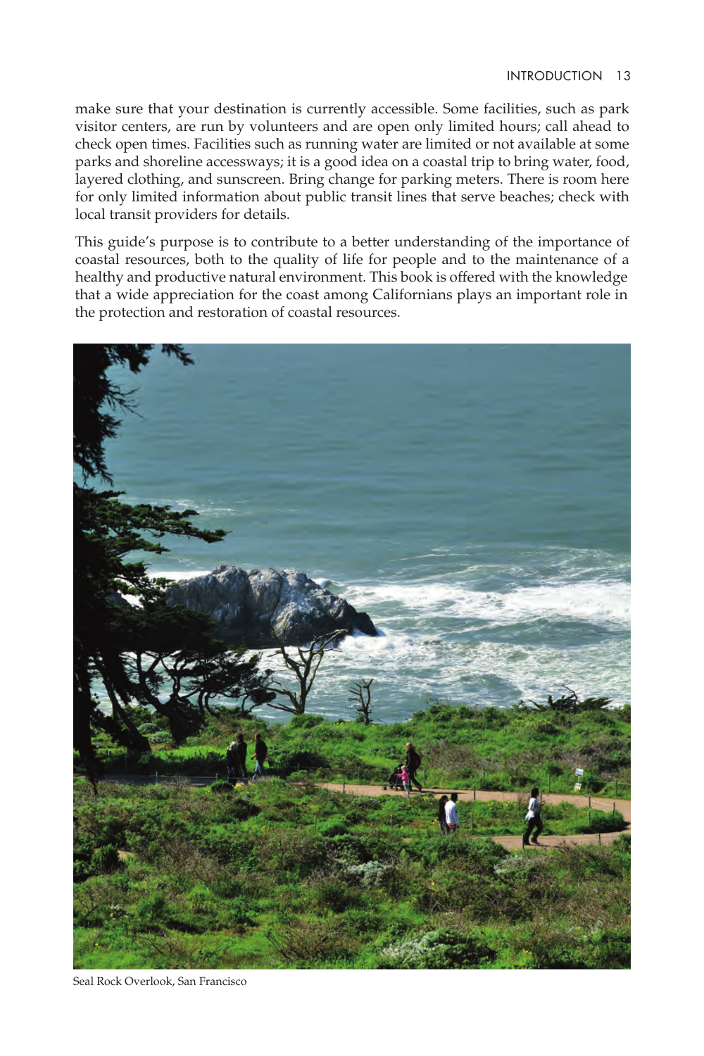make sure that your destination is currently accessible. Some facilities, such as park visitor centers, are run by volunteers and are open only limited hours; call ahead to check open times. Facilities such as running water are limited or not available at some parks and shoreline accessways; it is a good idea on a coastal trip to bring water, food, layered clothing, and sunscreen. Bring change for parking meters. There is room here for only limited information about public transit lines that serve beaches; check with local transit providers for details.

This guide's purpose is to contribute to a better understanding of the importance of coastal resources, both to the quality of life for people and to the maintenance of a healthy and productive natural environment. This book is offered with the knowledge that a wide appreciation for the coast among Californians plays an important role in the protection and restoration of coastal resources.

Seal Rock Overlook, San Francisco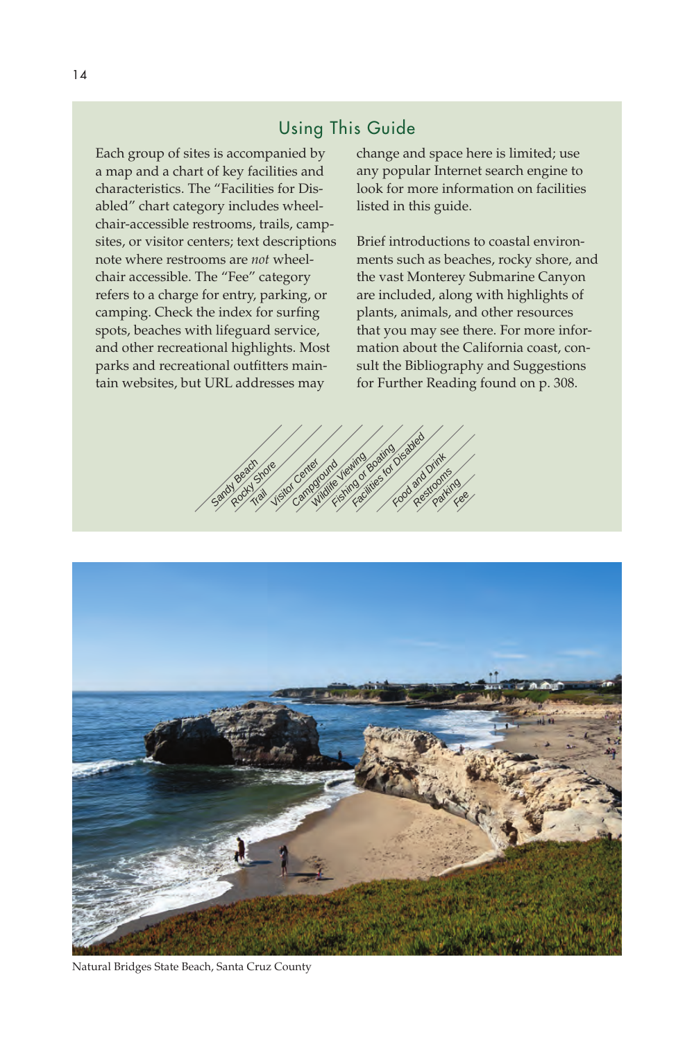## Using This Guide

Each group of sites is accompanied by a map and a chart of key facilities and characteristics. The "Facilities for Disabled" chart category includes wheelchair-accessible restrooms, trails, campsites, or visitor centers; text descriptions note where restrooms are *not* wheelchair accessible. The "Fee" category refers to a charge for entry, parking, or camping. Check the index for surfing spots, beaches with lifeguard service, and other recreational highlights. Most parks and recreational outfitters maintain websites, but URL addresses may change and space here is limited; use any popular Internet search engine to look for more information on facilities listed in this guide.

Brief introductions to coastal environments such as beaches, rocky shore, and the vast Monterey Submarine Canyon are included, along with highlights of plants, animals, and other resources that you may see there. For more information about the California coast, consult the Bibliography and Suggestions for Further Reading found on p. 308.

| Sandy Beach | Rocky Shore | Trail | Visitor Center | Campground | Wildlife Viewing | Fishing or Boating | Facilities for Disabled | Food and Drink | Restrooms | Parking | Fee |
|---|---|---|---|---|---|---|---|---|---|---|---|

Natural Bridges State Beach, Santa Cruz County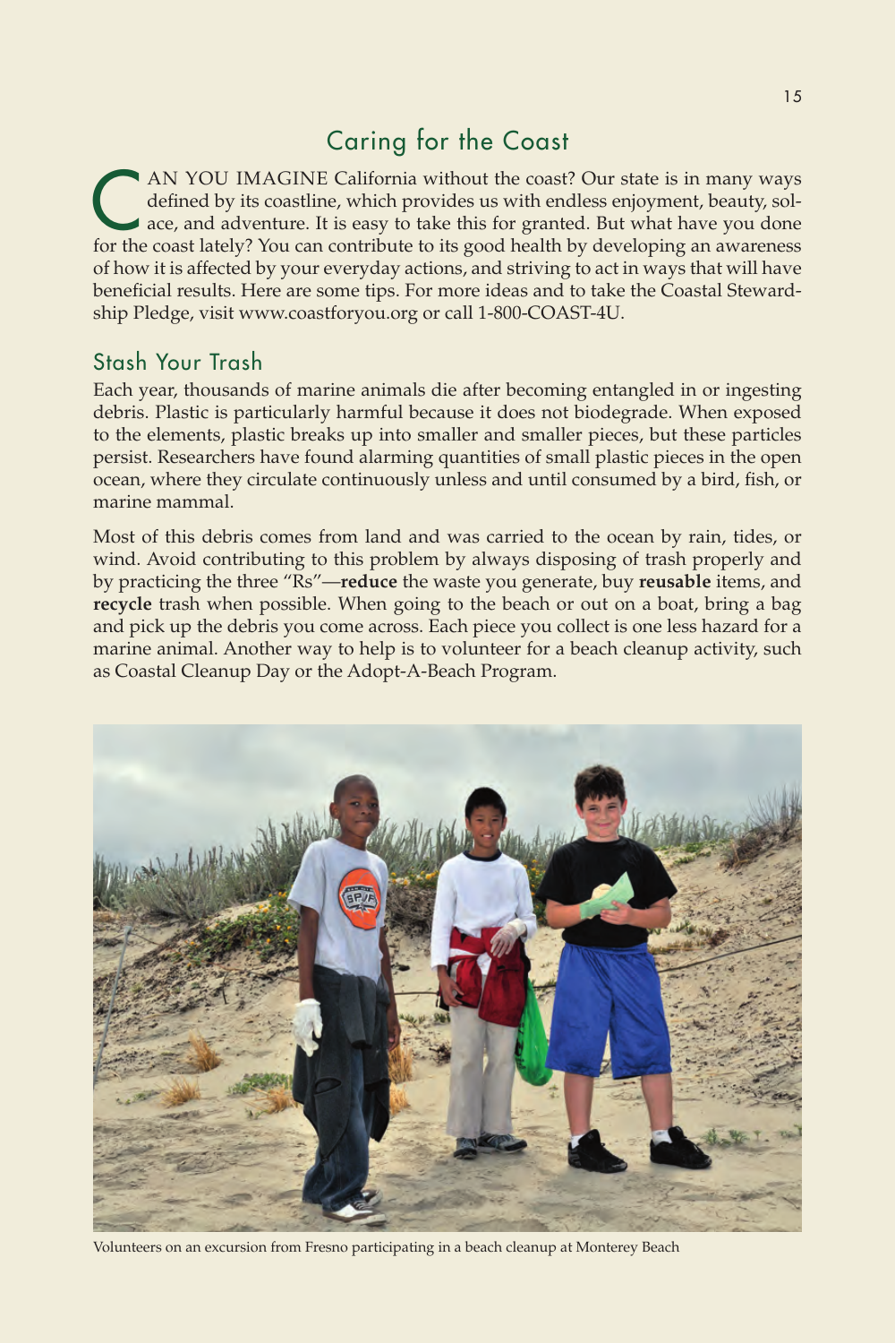## Caring for the Coast

CAN YOU IMAGINE California without the coast? Our state is in many ways defined by its coastline, which provides us with endless enjoyment, beauty, solace, and adventure. It is easy to take this for granted. But what have you done for the coast lately? You can contribute to its good health by developing an awareness of how it is affected by your everyday actions, and striving to act in ways that will have beneficial results. Here are some tips. For more ideas and to take the Coastal Stewardship Pledge, visit www.coastforyou.org or call 1-800-COAST-4U.

### Stash Your Trash

Each year, thousands of marine animals die after becoming entangled in or ingesting debris. Plastic is particularly harmful because it does not biodegrade. When exposed to the elements, plastic breaks up into smaller and smaller pieces, but these particles persist. Researchers have found alarming quantities of small plastic pieces in the open ocean, where they circulate continuously unless and until consumed by a bird, fish, or marine mammal.

Most of this debris comes from land and was carried to the ocean by rain, tides, or wind. Avoid contributing to this problem by always disposing of trash properly and by practicing the three "Rs"—**reduce** the waste you generate, buy **reusable** items, and **recycle** trash when possible. When going to the beach or out on a boat, bring a bag and pick up the debris you come across. Each piece you collect is one less hazard for a marine animal. Another way to help is to volunteer for a beach cleanup activity, such as Coastal Cleanup Day or the Adopt-A-Beach Program.

Volunteers on an excursion from Fresno participating in a beach cleanup at Monterey Beach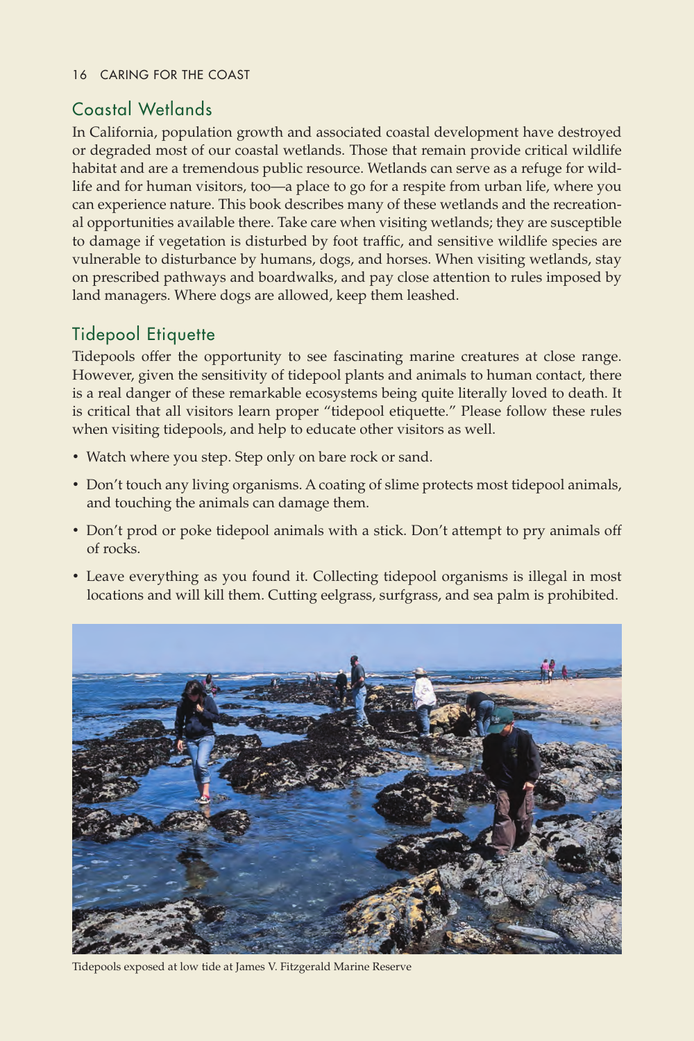## Coastal Wetlands

In California, population growth and associated coastal development have destroyed or degraded most of our coastal wetlands. Those that remain provide critical wildlife habitat and are a tremendous public resource. Wetlands can serve as a refuge for wildlife and for human visitors, too—a place to go for a respite from urban life, where you can experience nature. This book describes many of these wetlands and the recreational opportunities available there. Take care when visiting wetlands; they are susceptible to damage if vegetation is disturbed by foot traffic, and sensitive wildlife species are vulnerable to disturbance by humans, dogs, and horses. When visiting wetlands, stay on prescribed pathways and boardwalks, and pay close attention to rules imposed by land managers. Where dogs are allowed, keep them leashed.

## Tidepool Etiquette

Tidepools offer the opportunity to see fascinating marine creatures at close range. However, given the sensitivity of tidepool plants and animals to human contact, there is a real danger of these remarkable ecosystems being quite literally loved to death. It is critical that all visitors learn proper "tidepool etiquette." Please follow these rules when visiting tidepools, and help to educate other visitors as well.

- Watch where you step. Step only on bare rock or sand.
- Don't touch any living organisms. A coating of slime protects most tidepool animals, and touching the animals can damage them.
- Don't prod or poke tidepool animals with a stick. Don't attempt to pry animals off of rocks.
- Leave everything as you found it. Collecting tidepool organisms is illegal in most locations and will kill them. Cutting eelgrass, surfgrass, and sea palm is prohibited.

Tidepools exposed at low tide at James V. Fitzgerald Marine Reserve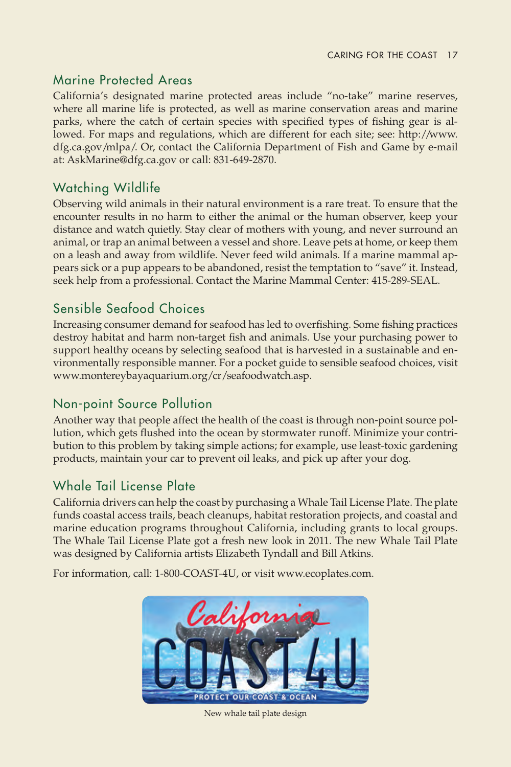## Marine Protected Areas

California's designated marine protected areas include "no-take" marine reserves, where all marine life is protected, as well as marine conservation areas and marine parks, where the catch of certain species with specified types of fishing gear is allowed. For maps and regulations, which are different for each site; see: http://www.dfg.ca.gov/mlpa/. Or, contact the California Department of Fish and Game by e-mail at: AskMarine@dfg.ca.gov or call: 831-649-2870.

## Watching Wildlife

Observing wild animals in their natural environment is a rare treat. To ensure that the encounter results in no harm to either the animal or the human observer, keep your distance and watch quietly. Stay clear of mothers with young, and never surround an animal, or trap an animal between a vessel and shore. Leave pets at home, or keep them on a leash and away from wildlife. Never feed wild animals. If a marine mammal appears sick or a pup appears to be abandoned, resist the temptation to "save" it. Instead, seek help from a professional. Contact the Marine Mammal Center: 415-289-SEAL.

## Sensible Seafood Choices

Increasing consumer demand for seafood has led to overfishing. Some fishing practices destroy habitat and harm non-target fish and animals. Use your purchasing power to support healthy oceans by selecting seafood that is harvested in a sustainable and environmentally responsible manner. For a pocket guide to sensible seafood choices, visit www.montereybayaquarium.org/cr/seafoodwatch.asp.

## Non-point Source Pollution

Another way that people affect the health of the coast is through non-point source pollution, which gets flushed into the ocean by stormwater runoff. Minimize your contribution to this problem by taking simple actions; for example, use least-toxic gardening products, maintain your car to prevent oil leaks, and pick up after your dog.

## Whale Tail License Plate

California drivers can help the coast by purchasing a Whale Tail License Plate. The plate funds coastal access trails, beach cleanups, habitat restoration projects, and coastal and marine education programs throughout California, including grants to local groups. The Whale Tail License Plate got a fresh new look in 2011. The new Whale Tail Plate was designed by California artists Elizabeth Tyndall and Bill Atkins.

For information, call: 1-800-COAST-4U, or visit www.ecoplates.com.

New whale tail plate design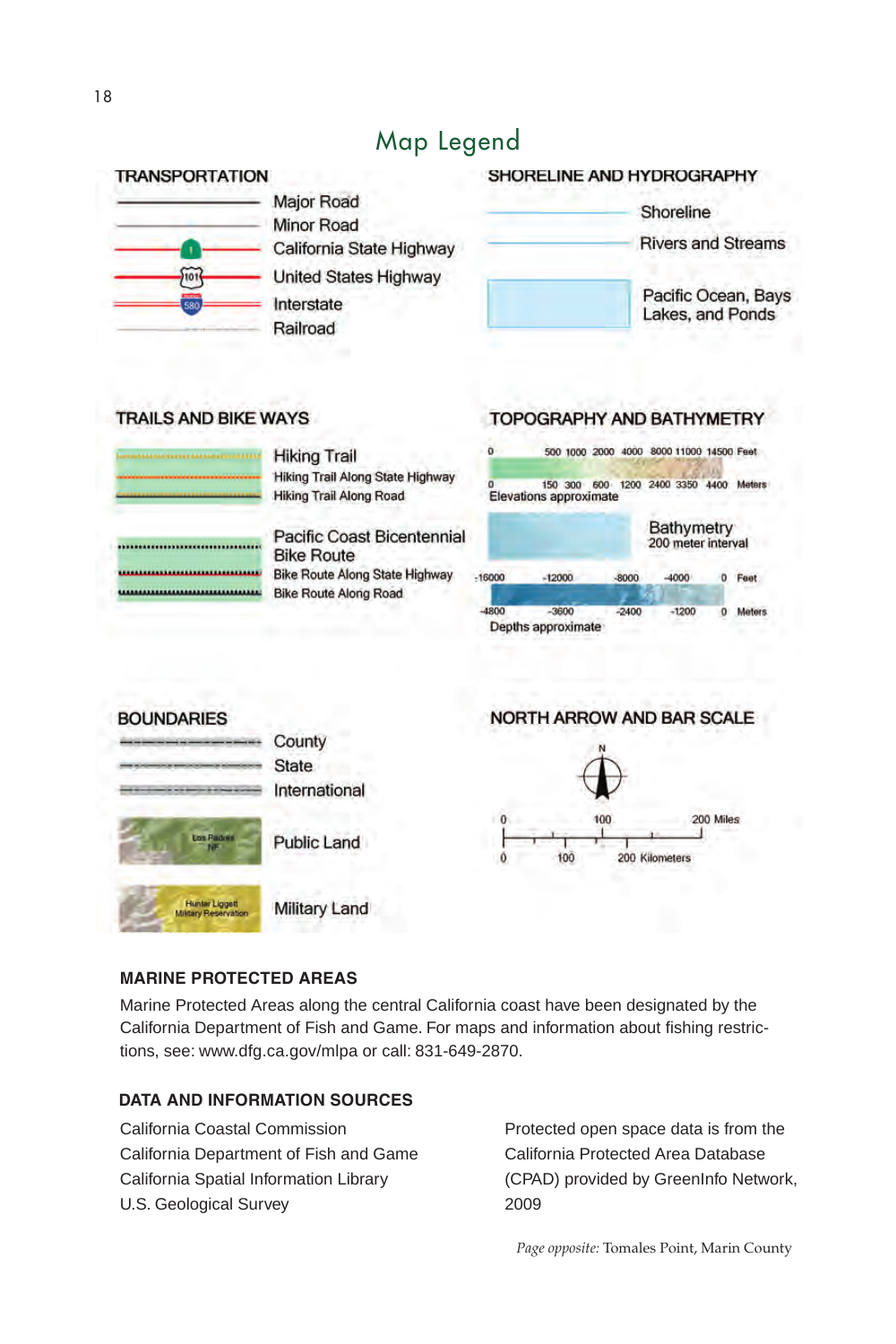# Map Legend

## TRANSPORTATION

Major Road
Minor Road
California State Highway
United States Highway
Interstate
Railroad

## SHORELINE AND HYDROGRAPHY

Shoreline
Rivers and Streams
Pacific Ocean, Bays Lakes, and Ponds

## TRAILS AND BIKE WAYS

Hiking Trail
Hiking Trail Along State Highway
Hiking Trail Along Road

Pacific Coast Bicentennial Bike Route
Bike Route Along State Highway
Bike Route Along Road

## TOPOGRAPHY AND BATHYMETRY

0 500 1000 2000 4000 8000 11000 14500 Feet
0 150 300 600 1200 2400 3350 4400 Meters
Elevations approximate

Bathymetry
200 meter interval

-16000 -12000 -8000 -4000 0 Feet
-4800 -3600 -2400 -1200 0 Meters
Depths approximate

## BOUNDARIES

County
State
International

Los Padres NF
Public Land

Hunter Liggett Military Reservation
Military Land

## NORTH ARROW AND BAR SCALE

N

0 100 200 Miles
0 100 200 Kilometers

### MARINE PROTECTED AREAS

Marine Protected Areas along the central California coast have been designated by the California Department of Fish and Game. For maps and information about fishing restrictions, see: www.dfg.ca.gov/mlpa or call: 831-649-2870.

### DATA AND INFORMATION SOURCES

California Coastal Commission
California Department of Fish and Game
California Spatial Information Library
U.S. Geological Survey

Protected open space data is from the California Protected Area Database (CPAD) provided by GreenInfo Network, 2009

*Page opposite:* Tomales Point, Marin County